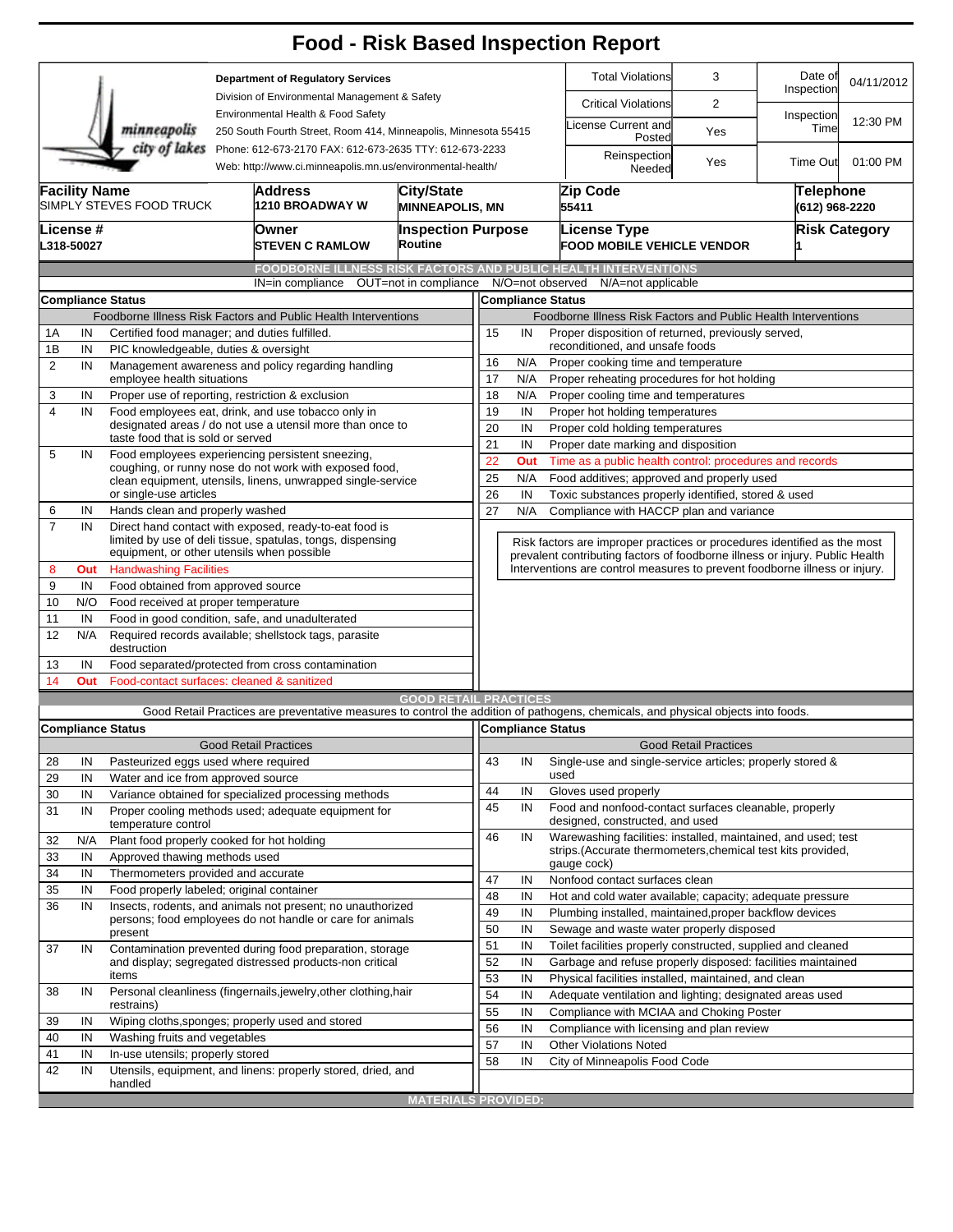# Food - Risk Based Inspection Report

**Department of Regulatory Services**
Division of Environmental Management & Safety
Environmental Health & Food Safety
250 South Fourth Street, Room 414, Minneapolis, Minnesota 55415
Phone: 612-673-2170 FAX: 612-673-2635 TTY: 612-673-2233
Web: http://www.ci.minneapolis.mn.us/environmental-health/

| | | | |
|---|---|---|---|
| Total Violations | 3 | Date of Inspection | 04/11/2012 |
| Critical Violations | 2 | Inspection Time | 12:30 PM |
| License Current and Posted | Yes | | |
| Reinspection Needed | Yes | Time Out | 01:00 PM |

| Facility Name | Address | City/State | Zip Code | Telephone |
|---|---|---|---|---|
| SIMPLY STEVES FOOD TRUCK | 1210 BROADWAY W | MINNEAPOLIS, MN | 55411 | (612) 968-2220 |

| License # | Owner | Inspection Purpose | License Type | Risk Category |
|---|---|---|---|---|
| L318-50027 | STEVEN C RAMLOW | Routine | FOOD MOBILE VEHICLE VENDOR | 1 |

## FOODBORNE ILLNESS RISK FACTORS AND PUBLIC HEALTH INTERVENTIONS

IN=in compliance OUT=not in compliance N/O=not observed N/A=not applicable

**Compliance Status**

| # | Status | Foodborne Illness Risk Factors and Public Health Interventions |
|---|---|---|
| 1A | IN | Certified food manager; and duties fulfilled. |
| 1B | IN | PIC knowledgeable, duties & oversight |
| 2 | IN | Management awareness and policy regarding handling employee health situations |
| 3 | IN | Proper use of reporting, restriction & exclusion |
| 4 | IN | Food employees eat, drink, and use tobacco only in designated areas / do not use a utensil more than once to taste food that is sold or served |
| 5 | IN | Food employees experiencing persistent sneezing, coughing, or runny nose do not work with exposed food, clean equipment, utensils, linens, unwrapped single-service or single-use articles |
| 6 | IN | Hands clean and properly washed |
| 7 | IN | Direct hand contact with exposed, ready-to-eat food is limited by use of deli tissue, spatulas, tongs, dispensing equipment, or other utensils when possible |
| 8 | Out | Handwashing Facilities |
| 9 | IN | Food obtained from approved source |
| 10 | N/O | Food received at proper temperature |
| 11 | IN | Food in good condition, safe, and unadulterated |
| 12 | N/A | Required records available; shellstock tags, parasite destruction |
| 13 | IN | Food separated/protected from cross contamination |
| 14 | Out | Food-contact surfaces: cleaned & sanitized |
| 15 | IN | Proper disposition of returned, previously served, reconditioned, and unsafe foods |
| 16 | N/A | Proper cooking time and temperature |
| 17 | N/A | Proper reheating procedures for hot holding |
| 18 | N/A | Proper cooling time and temperatures |
| 19 | IN | Proper hot holding temperatures |
| 20 | IN | Proper cold holding temperatures |
| 21 | IN | Proper date marking and disposition |
| 22 | Out | Time as a public health control: procedures and records |
| 25 | N/A | Food additives; approved and properly used |
| 26 | IN | Toxic substances properly identified, stored & used |
| 27 | N/A | Compliance with HACCP plan and variance |

Risk factors are improper practices or procedures identified as the most prevalent contributing factors of foodborne illness or injury. Public Health Interventions are control measures to prevent foodborne illness or injury.

## GOOD RETAIL PRACTICES

Good Retail Practices are preventative measures to control the addition of pathogens, chemicals, and physical objects into foods.

**Compliance Status**

| # | Status | Good Retail Practices |
|---|---|---|
| 28 | IN | Pasteurized eggs used where required |
| 29 | IN | Water and ice from approved source |
| 30 | IN | Variance obtained for specialized processing methods |
| 31 | IN | Proper cooling methods used; adequate equipment for temperature control |
| 32 | N/A | Plant food properly cooked for hot holding |
| 33 | IN | Approved thawing methods used |
| 34 | IN | Thermometers provided and accurate |
| 35 | IN | Food properly labeled; original container |
| 36 | IN | Insects, rodents, and animals not present; no unauthorized persons; food employees do not handle or care for animals present |
| 37 | IN | Contamination prevented during food preparation, storage and display; segregated distressed products-non critical items |
| 38 | IN | Personal cleanliness (fingernails,jewelry,other clothing,hair restrains) |
| 39 | IN | Wiping cloths,sponges; properly used and stored |
| 40 | IN | Washing fruits and vegetables |
| 41 | IN | In-use utensils; properly stored |
| 42 | IN | Utensils, equipment, and linens: properly stored, dried, and handled |
| 43 | IN | Single-use and single-service articles; properly stored & used |
| 44 | IN | Gloves used properly |
| 45 | IN | Food and nonfood-contact surfaces cleanable, properly designed, constructed, and used |
| 46 | IN | Warewashing facilities: installed, maintained, and used; test strips.(Accurate thermometers,chemical test kits provided, gauge cock) |
| 47 | IN | Nonfood contact surfaces clean |
| 48 | IN | Hot and cold water available; capacity; adequate pressure |
| 49 | IN | Plumbing installed, maintained,proper backflow devices |
| 50 | IN | Sewage and waste water properly disposed |
| 51 | IN | Toilet facilities properly constructed, supplied and cleaned |
| 52 | IN | Garbage and refuse properly disposed: facilities maintained |
| 53 | IN | Physical facilities installed, maintained, and clean |
| 54 | IN | Adequate ventilation and lighting; designated areas used |
| 55 | IN | Compliance with MCIAA and Choking Poster |
| 56 | IN | Compliance with licensing and plan review |
| 57 | IN | Other Violations Noted |
| 58 | IN | City of Minneapolis Food Code |

**MATERIALS PROVIDED:**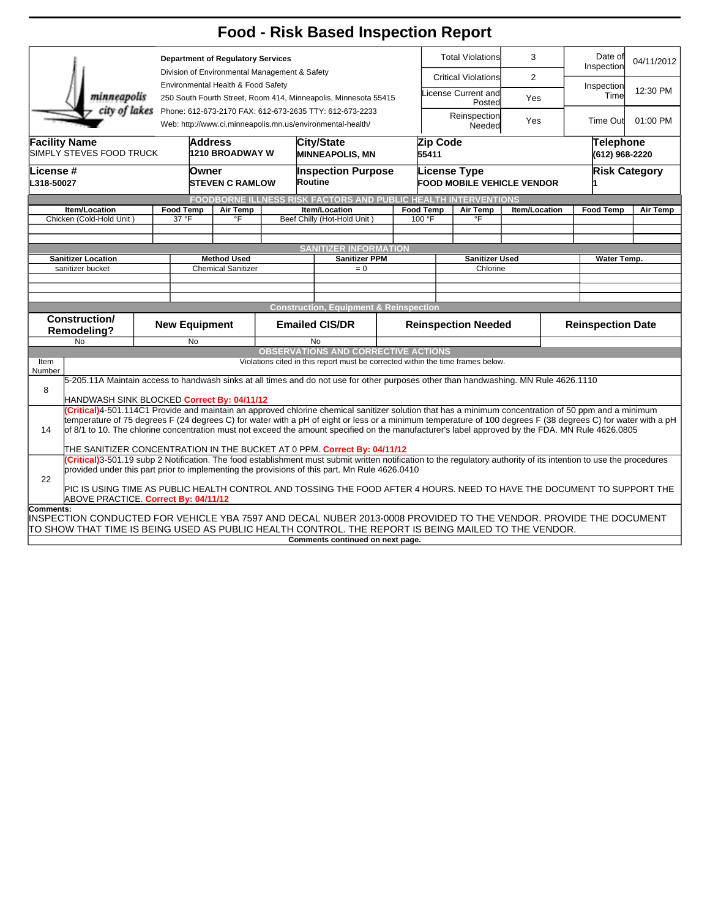# Food - Risk Based Inspection Report

**Department of Regulatory Services**
Division of Environmental Management & Safety
Environmental Health & Food Safety
250 South Fourth Street, Room 414, Minneapolis, Minnesota 55415
Phone: 612-673-2170 FAX: 612-673-2635 TTY: 612-673-2233
Web: http://www.ci.minneapolis.mn.us/environmental-health/

| | | | |
|---|---|---|---|
| Total Violations | 3 | Date of Inspection | 04/11/2012 |
| Critical Violations | 2 | Inspection Time | 12:30 PM |
| License Current and Posted | Yes | | |
| Reinspection Needed | Yes | Time Out | 01:00 PM |

| Facility Name | Address | City/State | Zip Code | Telephone |
|---|---|---|---|---|
| SIMPLY STEVES FOOD TRUCK | 1210 BROADWAY W | MINNEAPOLIS, MN | 55411 | (612) 968-2220 |

| License # | Owner | Inspection Purpose | License Type | Risk Category |
|---|---|---|---|---|
| L318-50027 | STEVEN C RAMLOW | Routine | FOOD MOBILE VEHICLE VENDOR | 1 |

## FOODBORNE ILLNESS RISK FACTORS AND PUBLIC HEALTH INTERVENTIONS

| Item/Location | Food Temp | Air Temp | Item/Location | Food Temp | Air Temp | Item/Location | Food Temp | Air Temp |
|---|---|---|---|---|---|---|---|---|
| Chicken (Cold-Hold Unit ) | 37 °F | °F | Beef Chilly (Hot-Hold Unit ) | 100 °F | °F | | | |

## SANITIZER INFORMATION

| Sanitizer Location | Method Used | Sanitizer PPM | Sanitizer Used | Water Temp. |
|---|---|---|---|---|
| sanitizer bucket | Chemical Sanitizer | = 0 | Chlorine | |

## Construction, Equipment & Reinspection

| Construction/ Remodeling? | New Equipment | Emailed CIS/DR | Reinspection Needed | Reinspection Date |
|---|---|---|---|---|
| No | No | No | | |

## OBSERVATIONS AND CORRECTIVE ACTIONS

| Item Number | Violations cited in this report must be corrected within the time frames below. |
|---|---|
| 8 | 5-205.11A Maintain access to handwash sinks at all times and do not use for other purposes other than handwashing. MN Rule 4626.1110<br><br>HANDWASH SINK BLOCKED **Correct By: 04/11/12** |
| 14 | **(Critical)**4-501.114C1 Provide and maintain an approved chlorine chemical sanitizer solution that has a minimum concentration of 50 ppm and a minimum temperature of 75 degrees F (24 degrees C) for water with a pH of eight or less or a minimum temperature of 100 degrees F (38 degrees C) for water with a pH of 8/1 to 10. The chlorine concentration must not exceed the amount specified on the manufacturer's label approved by the FDA. MN Rule 4626.0805<br><br>THE SANITIZER CONCENTRATION IN THE BUCKET AT 0 PPM. **Correct By: 04/11/12** |
| 22 | **(Critical)**3-501.19 subp 2 Notification. The food establishment must submit written notification to the regulatory authority of its intention to use the procedures provided under this part prior to implementing the provisions of this part. Mn Rule 4626.0410<br><br>PIC IS USING TIME AS PUBLIC HEALTH CONTROL AND TOSSING THE FOOD AFTER 4 HOURS. NEED TO HAVE THE DOCUMENT TO SUPPORT THE ABOVE PRACTICE. **Correct By: 04/11/12** |

**Comments:**
INSPECTION CONDUCTED FOR VEHICLE YBA 7597 AND DECAL NUBER 2013-0008 PROVIDED TO THE VENDOR. PROVIDE THE DOCUMENT TO SHOW THAT TIME IS BEING USED AS PUBLIC HEALTH CONTROL. THE REPORT IS BEING MAILED TO THE VENDOR.

**Comments continued on next page.**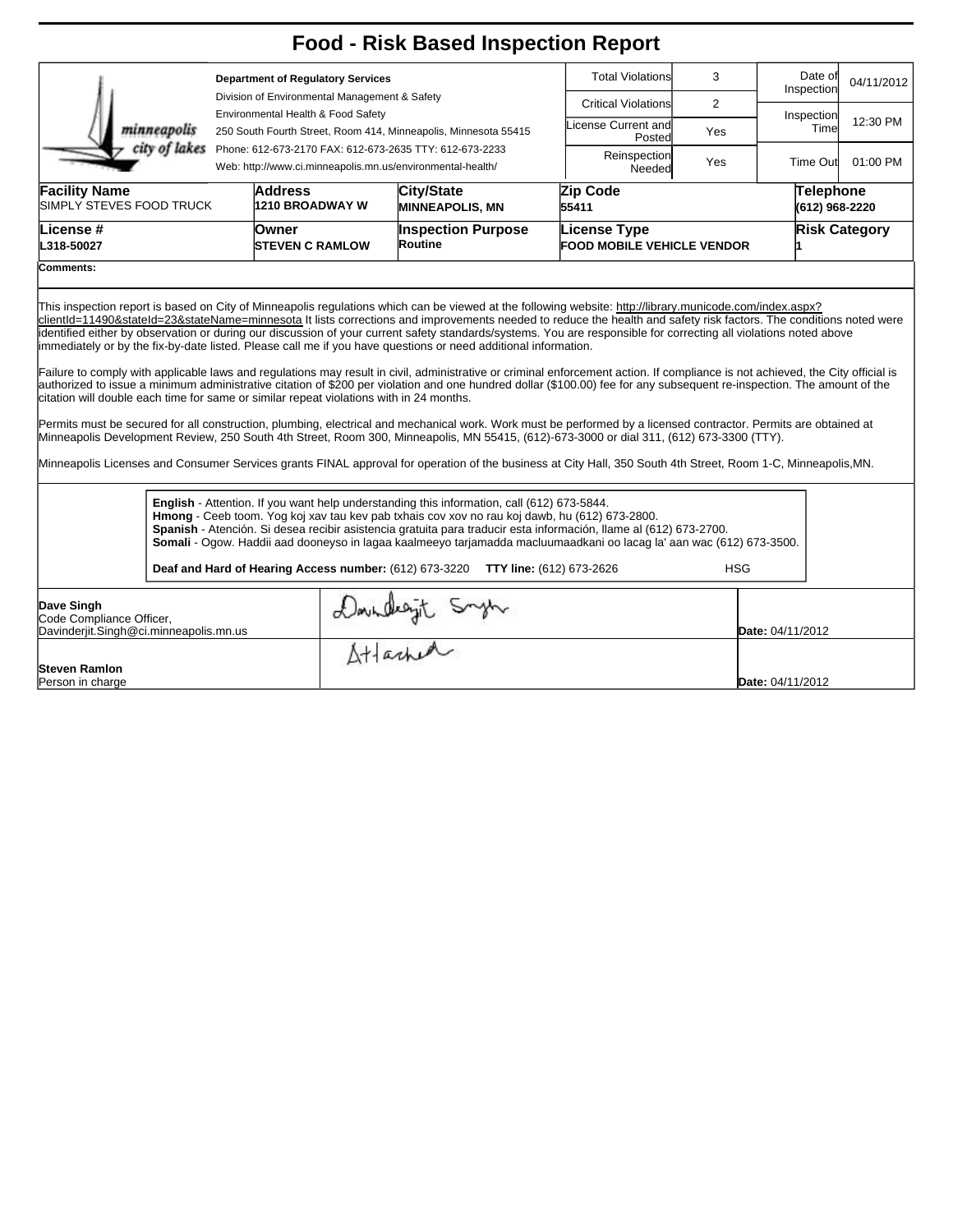# Food - Risk Based Inspection Report

| | | | | | | |
|---|---|---|---|---|---|---|
| minneapolis city of lakes | **Department of Regulatory Services**<br>Division of Environmental Management & Safety<br>Environmental Health & Food Safety<br>250 South Fourth Street, Room 414, Minneapolis, Minnesota 55415<br>Phone: 612-673-2170 FAX: 612-673-2635 TTY: 612-673-2233<br>Web: http://www.ci.minneapolis.mn.us/environmental-health/ | Total Violations | 3 | Date of Inspection | 04/11/2012 |
| | | Critical Violations | 2 | Inspection Time | 12:30 PM |
| | | License Current and Posted | Yes | | |
| | | Reinspection Needed | Yes | Time Out | 01:00 PM |

| **Facility Name** | **Address** | **City/State** | **Zip Code** | **Telephone** |
|---|---|---|---|---|
| SIMPLY STEVES FOOD TRUCK | 1210 BROADWAY W | MINNEAPOLIS, MN | 55411 | (612) 968-2220 |

| **License #** | **Owner** | **Inspection Purpose** | **License Type** | **Risk Category** |
|---|---|---|---|---|
| L318-50027 | STEVEN C RAMLOW | Routine | FOOD MOBILE VEHICLE VENDOR | 1 |

**Comments:**

This inspection report is based on City of Minneapolis regulations which can be viewed at the following website: http://library.municode.com/index.aspx?clientId=11490&stateId=23&stateName=minnesota It lists corrections and improvements needed to reduce the health and safety risk factors. The conditions noted were identified either by observation or during our discussion of your current safety standards/systems. You are responsible for correcting all violations noted above immediately or by the fix-by-date listed. Please call me if you have questions or need additional information.

Failure to comply with applicable laws and regulations may result in civil, administrative or criminal enforcement action. If compliance is not achieved, the City official is authorized to issue a minimum administrative citation of $200 per violation and one hundred dollar ($100.00) fee for any subsequent re-inspection. The amount of the citation will double each time for same or similar repeat violations with in 24 months.

Permits must be secured for all construction, plumbing, electrical and mechanical work. Work must be performed by a licensed contractor. Permits are obtained at Minneapolis Development Review, 250 South 4th Street, Room 300, Minneapolis, MN 55415, (612)-673-3000 or dial 311, (612) 673-3300 (TTY).

Minneapolis Licenses and Consumer Services grants FINAL approval for operation of the business at City Hall, 350 South 4th Street, Room 1-C, Minneapolis,MN.

**English** - Attention. If you want help understanding this information, call (612) 673-5844.
**Hmong** - Ceeb toom. Yog koj xav tau kev pab txhais cov xov no rau koj dawb, hu (612) 673-2800.
**Spanish** - Atención. Si desea recibir asistencia gratuita para traducir esta información, llame al (612) 673-2700.
**Somali** - Ogow. Haddii aad dooneyso in lagaa kaalmeeyo tarjamadda macluumaadkani oo lacag la' aan wac (612) 673-3500.

**Deaf and Hard of Hearing Access number:** (612) 673-3220 **TTY line:** (612) 673-2626 HSG

| | | |
|---|---|---|
| **Dave Singh**<br>Code Compliance Officer,<br>Davinderjit.Singh@ci.minneapolis.mn.us | Davinderjit Singh | **Date:** 04/11/2012 |
| **Steven Ramlon**<br>Person in charge | Attached | **Date:** 04/11/2012 |